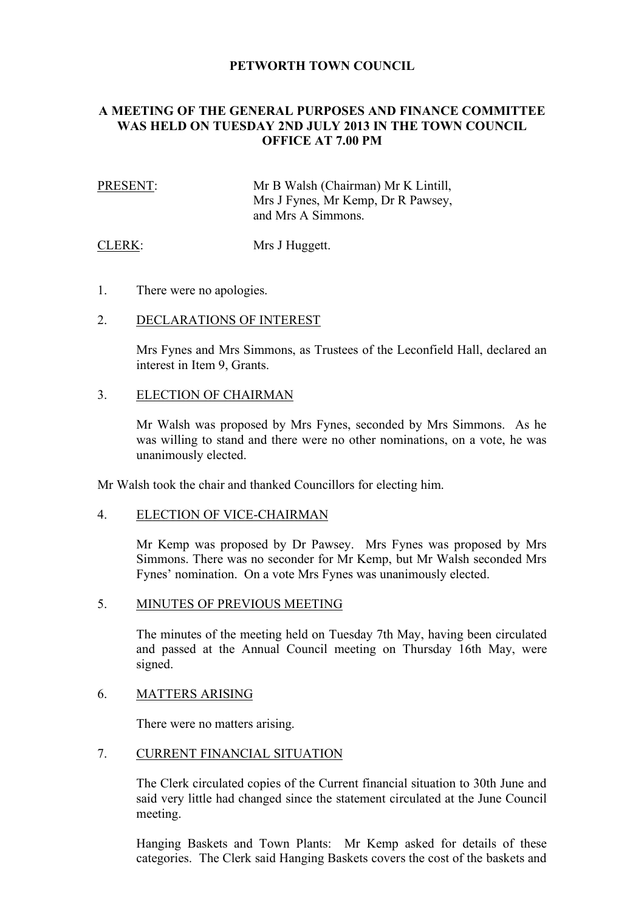# PETWORTH TOWN COUNCIL

## A MEETING OF THE GENERAL PURPOSES AND FINANCE COMMITTEE WAS HELD ON TUESDAY 2ND JULY 2013 IN THE TOWN COUNCIL OFFICE AT 7.00 PM

PRESENT: Mr B Walsh (Chairman) Mr K Lintill, Mrs J Fynes, Mr Kemp, Dr R Pawsey, and Mrs A Simmons.

CLERK: Mrs J Huggett.

1. There were no apologies.

2. DECLARATIONS OF INTEREST

   Mrs Fynes and Mrs Simmons, as Trustees of the Leconfield Hall, declared an interest in Item 9, Grants.

3. ELECTION OF CHAIRMAN

   Mr Walsh was proposed by Mrs Fynes, seconded by Mrs Simmons. As he was willing to stand and there were no other nominations, on a vote, he was unanimously elected.

Mr Walsh took the chair and thanked Councillors for electing him.

4. ELECTION OF VICE-CHAIRMAN

   Mr Kemp was proposed by Dr Pawsey. Mrs Fynes was proposed by Mrs Simmons. There was no seconder for Mr Kemp, but Mr Walsh seconded Mrs Fynes' nomination. On a vote Mrs Fynes was unanimously elected.

5. MINUTES OF PREVIOUS MEETING

   The minutes of the meeting held on Tuesday 7th May, having been circulated and passed at the Annual Council meeting on Thursday 16th May, were signed.

6. MATTERS ARISING

   There were no matters arising.

7. CURRENT FINANCIAL SITUATION

   The Clerk circulated copies of the Current financial situation to 30th June and said very little had changed since the statement circulated at the June Council meeting.

   Hanging Baskets and Town Plants: Mr Kemp asked for details of these categories. The Clerk said Hanging Baskets covers the cost of the baskets and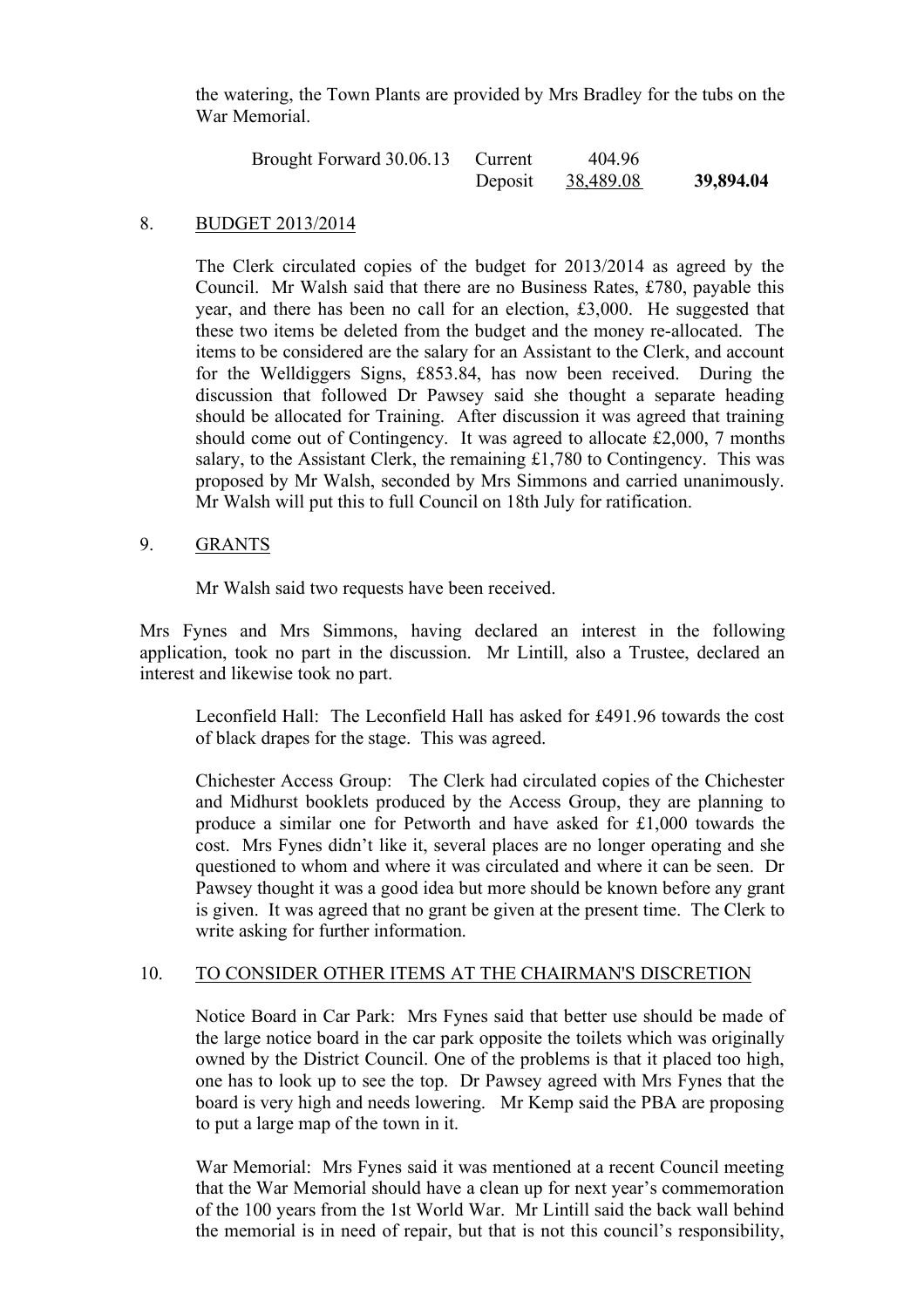the watering, the Town Plants are provided by Mrs Bradley for the tubs on the War Memorial.

| Brought Forward 30.06.13 | Current | 404.96 | |
|---|---|---|---|
| | Deposit | 38,489.08 | **39,894.04** |

8. BUDGET 2013/2014

The Clerk circulated copies of the budget for 2013/2014 as agreed by the Council. Mr Walsh said that there are no Business Rates, £780, payable this year, and there has been no call for an election, £3,000. He suggested that these two items be deleted from the budget and the money re-allocated. The items to be considered are the salary for an Assistant to the Clerk, and account for the Welldiggers Signs, £853.84, has now been received. During the discussion that followed Dr Pawsey said she thought a separate heading should be allocated for Training. After discussion it was agreed that training should come out of Contingency. It was agreed to allocate £2,000, 7 months salary, to the Assistant Clerk, the remaining £1,780 to Contingency. This was proposed by Mr Walsh, seconded by Mrs Simmons and carried unanimously. Mr Walsh will put this to full Council on 18th July for ratification.

9. GRANTS

Mr Walsh said two requests have been received.

Mrs Fynes and Mrs Simmons, having declared an interest in the following application, took no part in the discussion. Mr Lintill, also a Trustee, declared an interest and likewise took no part.

Leconfield Hall: The Leconfield Hall has asked for £491.96 towards the cost of black drapes for the stage. This was agreed.

Chichester Access Group: The Clerk had circulated copies of the Chichester and Midhurst booklets produced by the Access Group, they are planning to produce a similar one for Petworth and have asked for £1,000 towards the cost. Mrs Fynes didn't like it, several places are no longer operating and she questioned to whom and where it was circulated and where it can be seen. Dr Pawsey thought it was a good idea but more should be known before any grant is given. It was agreed that no grant be given at the present time. The Clerk to write asking for further information.

10. TO CONSIDER OTHER ITEMS AT THE CHAIRMAN'S DISCRETION

Notice Board in Car Park: Mrs Fynes said that better use should be made of the large notice board in the car park opposite the toilets which was originally owned by the District Council. One of the problems is that it placed too high, one has to look up to see the top. Dr Pawsey agreed with Mrs Fynes that the board is very high and needs lowering. Mr Kemp said the PBA are proposing to put a large map of the town in it.

War Memorial: Mrs Fynes said it was mentioned at a recent Council meeting that the War Memorial should have a clean up for next year's commemoration of the 100 years from the 1st World War. Mr Lintill said the back wall behind the memorial is in need of repair, but that is not this council's responsibility,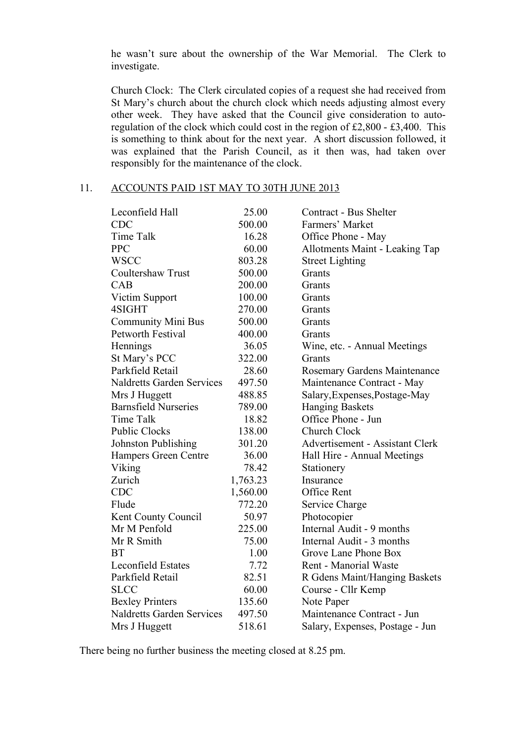he wasn't sure about the ownership of the War Memorial. The Clerk to investigate.

Church Clock: The Clerk circulated copies of a request she had received from St Mary's church about the church clock which needs adjusting almost every other week. They have asked that the Council give consideration to auto-regulation of the clock which could cost in the region of £2,800 - £3,400. This is something to think about for the next year. A short discussion followed, it was explained that the Parish Council, as it then was, had taken over responsibly for the maintenance of the clock.

11. ACCOUNTS PAID 1ST MAY TO 30TH JUNE 2013

| | | |
|---|---|---|
| Leconfield Hall | 25.00 | Contract - Bus Shelter |
| CDC | 500.00 | Farmers' Market |
| Time Talk | 16.28 | Office Phone - May |
| PPC | 60.00 | Allotments Maint - Leaking Tap |
| WSCC | 803.28 | Street Lighting |
| Coultershaw Trust | 500.00 | Grants |
| CAB | 200.00 | Grants |
| Victim Support | 100.00 | Grants |
| 4SIGHT | 270.00 | Grants |
| Community Mini Bus | 500.00 | Grants |
| Petworth Festival | 400.00 | Grants |
| Hennings | 36.05 | Wine, etc. - Annual Meetings |
| St Mary's PCC | 322.00 | Grants |
| Parkfield Retail | 28.60 | Rosemary Gardens Maintenance |
| Naldretts Garden Services | 497.50 | Maintenance Contract - May |
| Mrs J Huggett | 488.85 | Salary,Expenses,Postage-May |
| Barnsfield Nurseries | 789.00 | Hanging Baskets |
| Time Talk | 18.82 | Office Phone - Jun |
| Public Clocks | 138.00 | Church Clock |
| Johnston Publishing | 301.20 | Advertisement - Assistant Clerk |
| Hampers Green Centre | 36.00 | Hall Hire - Annual Meetings |
| Viking | 78.42 | Stationery |
| Zurich | 1,763.23 | Insurance |
| CDC | 1,560.00 | Office Rent |
| Flude | 772.20 | Service Charge |
| Kent County Council | 50.97 | Photocopier |
| Mr M Penfold | 225.00 | Internal Audit - 9 months |
| Mr R Smith | 75.00 | Internal Audit - 3 months |
| BT | 1.00 | Grove Lane Phone Box |
| Leconfield Estates | 7.72 | Rent - Manorial Waste |
| Parkfield Retail | 82.51 | R Gdens Maint/Hanging Baskets |
| SLCC | 60.00 | Course - Cllr Kemp |
| Bexley Printers | 135.60 | Note Paper |
| Naldretts Garden Services | 497.50 | Maintenance Contract - Jun |
| Mrs J Huggett | 518.61 | Salary, Expenses, Postage - Jun |

There being no further business the meeting closed at 8.25 pm.